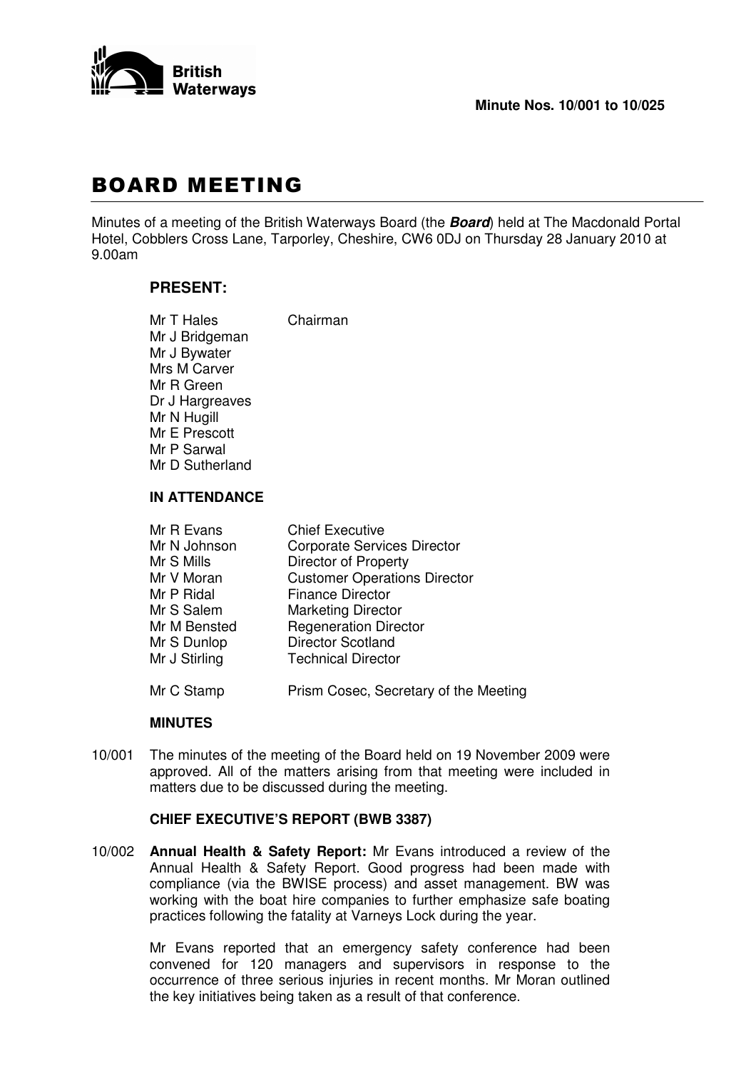**Minute Nos. 10/001 to 10/025**

# BOARD MEETING

Minutes of a meeting of the British Waterways Board (the ***Board***) held at The Macdonald Portal Hotel, Cobblers Cross Lane, Tarporley, Cheshire, CW6 0DJ on Thursday 28 January 2010 at 9.00am

## PRESENT:

| | |
|---|---|
| Mr T Hales | Chairman |
| Mr J Bridgeman | |
| Mr J Bywater | |
| Mrs M Carver | |
| Mr R Green | |
| Dr J Hargreaves | |
| Mr N Hugill | |
| Mr E Prescott | |
| Mr P Sarwal | |
| Mr D Sutherland | |

### IN ATTENDANCE

| | |
|---|---|
| Mr R Evans | Chief Executive |
| Mr N Johnson | Corporate Services Director |
| Mr S Mills | Director of Property |
| Mr V Moran | Customer Operations Director |
| Mr P Ridal | Finance Director |
| Mr S Salem | Marketing Director |
| Mr M Bensted | Regeneration Director |
| Mr S Dunlop | Director Scotland |
| Mr J Stirling | Technical Director |
| Mr C Stamp | Prism Cosec, Secretary of the Meeting |

### MINUTES

10/001 The minutes of the meeting of the Board held on 19 November 2009 were approved. All of the matters arising from that meeting were included in matters due to be discussed during the meeting.

### CHIEF EXECUTIVE'S REPORT (BWB 3387)

10/002 **Annual Health & Safety Report:** Mr Evans introduced a review of the Annual Health & Safety Report. Good progress had been made with compliance (via the BWISE process) and asset management. BW was working with the boat hire companies to further emphasize safe boating practices following the fatality at Varneys Lock during the year.

Mr Evans reported that an emergency safety conference had been convened for 120 managers and supervisors in response to the occurrence of three serious injuries in recent months. Mr Moran outlined the key initiatives being taken as a result of that conference.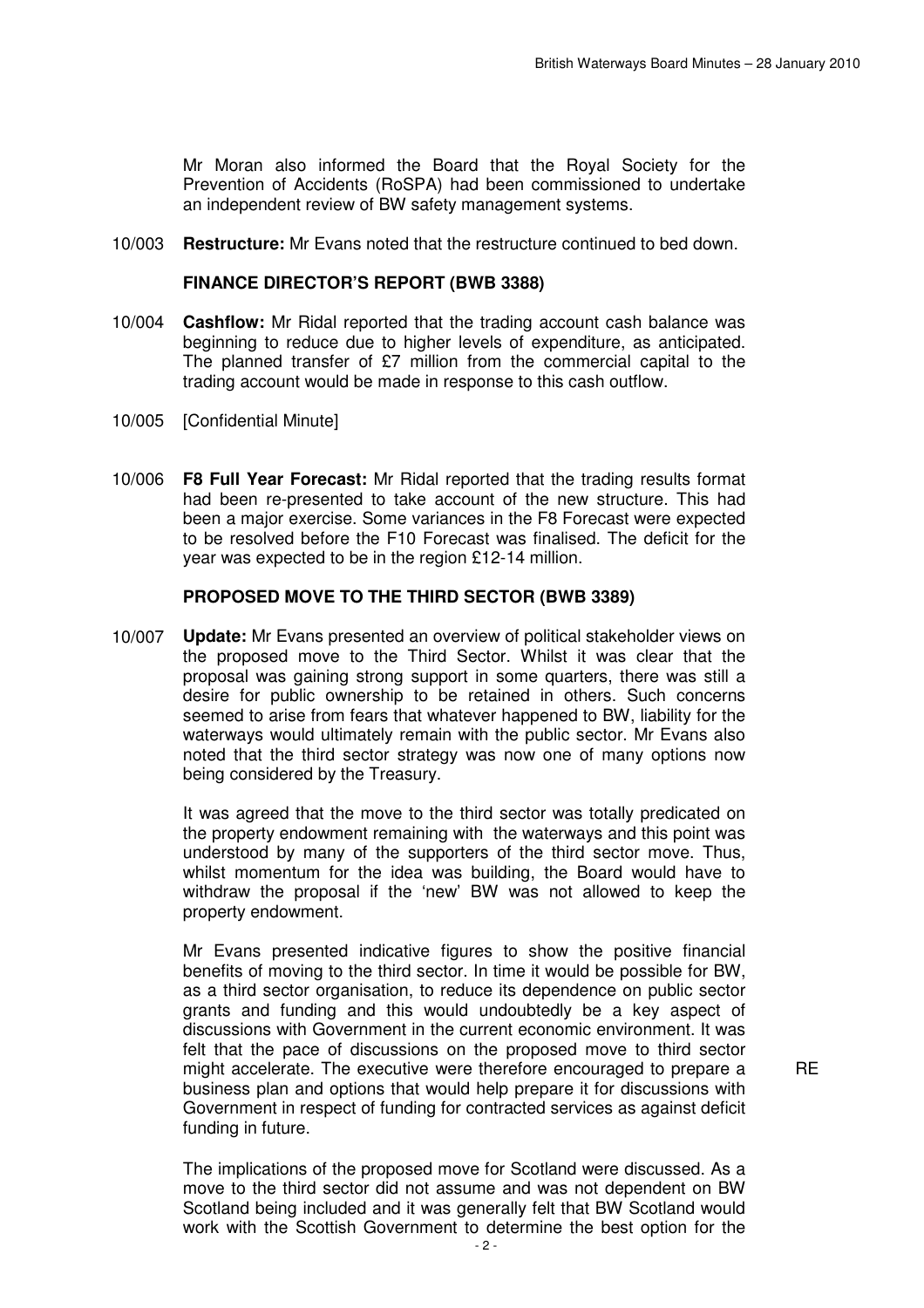Mr Moran also informed the Board that the Royal Society for the Prevention of Accidents (RoSPA) had been commissioned to undertake an independent review of BW safety management systems.

10/003 **Restructure:** Mr Evans noted that the restructure continued to bed down.

**FINANCE DIRECTOR'S REPORT (BWB 3388)**

10/004 **Cashflow:** Mr Ridal reported that the trading account cash balance was beginning to reduce due to higher levels of expenditure, as anticipated. The planned transfer of £7 million from the commercial capital to the trading account would be made in response to this cash outflow.

10/005 [Confidential Minute]

10/006 **F8 Full Year Forecast:** Mr Ridal reported that the trading results format had been re-presented to take account of the new structure. This had been a major exercise. Some variances in the F8 Forecast were expected to be resolved before the F10 Forecast was finalised. The deficit for the year was expected to be in the region £12-14 million.

**PROPOSED MOVE TO THE THIRD SECTOR (BWB 3389)**

10/007 **Update:** Mr Evans presented an overview of political stakeholder views on the proposed move to the Third Sector. Whilst it was clear that the proposal was gaining strong support in some quarters, there was still a desire for public ownership to be retained in others. Such concerns seemed to arise from fears that whatever happened to BW, liability for the waterways would ultimately remain with the public sector. Mr Evans also noted that the third sector strategy was now one of many options now being considered by the Treasury.

It was agreed that the move to the third sector was totally predicated on the property endowment remaining with the waterways and this point was understood by many of the supporters of the third sector move. Thus, whilst momentum for the idea was building, the Board would have to withdraw the proposal if the 'new' BW was not allowed to keep the property endowment.

Mr Evans presented indicative figures to show the positive financial benefits of moving to the third sector. In time it would be possible for BW, as a third sector organisation, to reduce its dependence on public sector grants and funding and this would undoubtedly be a key aspect of discussions with Government in the current economic environment. It was felt that the pace of discussions on the proposed move to third sector might accelerate. The executive were therefore encouraged to prepare a business plan and options that would help prepare it for discussions with Government in respect of funding for contracted services as against deficit funding in future. **RE**

The implications of the proposed move for Scotland were discussed. As a move to the third sector did not assume and was not dependent on BW Scotland being included and it was generally felt that BW Scotland would work with the Scottish Government to determine the best option for the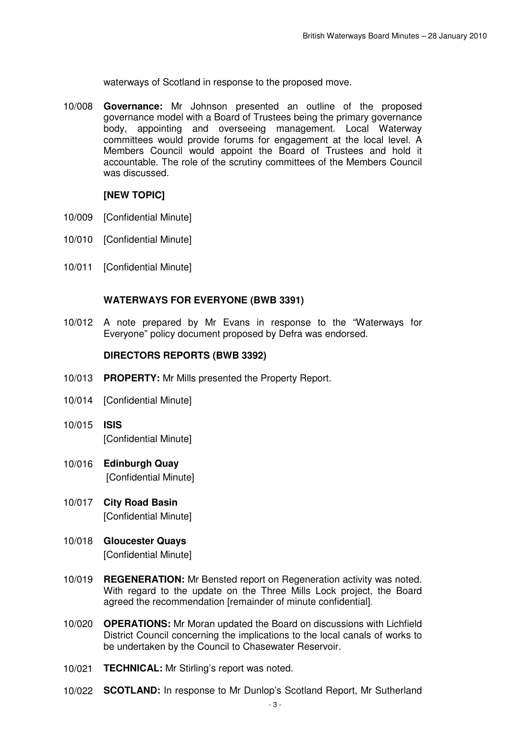waterways of Scotland in response to the proposed move.

10/008 **Governance:** Mr Johnson presented an outline of the proposed governance model with a Board of Trustees being the primary governance body, appointing and overseeing management. Local Waterway committees would provide forums for engagement at the local level. A Members Council would appoint the Board of Trustees and hold it accountable. The role of the scrutiny committees of the Members Council was discussed.

**[NEW TOPIC]**

10/009 [Confidential Minute]

10/010 [Confidential Minute]

10/011 [Confidential Minute]

**WATERWAYS FOR EVERYONE (BWB 3391)**

10/012 A note prepared by Mr Evans in response to the "Waterways for Everyone" policy document proposed by Defra was endorsed.

**DIRECTORS REPORTS (BWB 3392)**

10/013 **PROPERTY:** Mr Mills presented the Property Report.

10/014 [Confidential Minute]

10/015 **ISIS**
[Confidential Minute]

10/016 **Edinburgh Quay**
[Confidential Minute]

10/017 **City Road Basin**
[Confidential Minute]

10/018 **Gloucester Quays**
[Confidential Minute]

10/019 **REGENERATION:** Mr Bensted report on Regeneration activity was noted. With regard to the update on the Three Mills Lock project, the Board agreed the recommendation [remainder of minute confidential].

10/020 **OPERATIONS:** Mr Moran updated the Board on discussions with Lichfield District Council concerning the implications to the local canals of works to be undertaken by the Council to Chasewater Reservoir.

10/021 **TECHNICAL:** Mr Stirling's report was noted.

10/022 **SCOTLAND:** In response to Mr Dunlop's Scotland Report, Mr Sutherland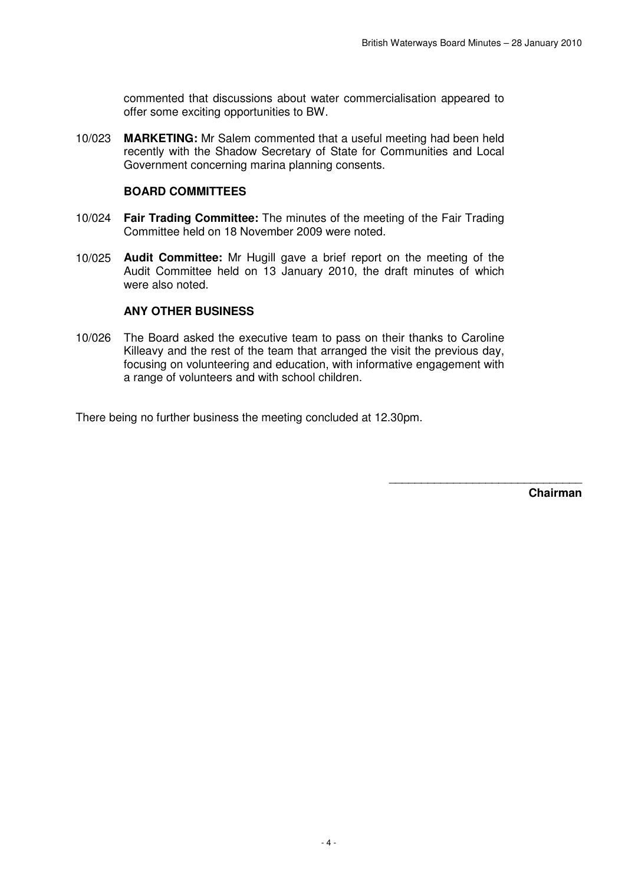commented that discussions about water commercialisation appeared to offer some exciting opportunities to BW.

10/023 **MARKETING:** Mr Salem commented that a useful meeting had been held recently with the Shadow Secretary of State for Communities and Local Government concerning marina planning consents.

**BOARD COMMITTEES**

10/024 **Fair Trading Committee:** The minutes of the meeting of the Fair Trading Committee held on 18 November 2009 were noted.

10/025 **Audit Committee:** Mr Hugill gave a brief report on the meeting of the Audit Committee held on 13 January 2010, the draft minutes of which were also noted.

**ANY OTHER BUSINESS**

10/026 The Board asked the executive team to pass on their thanks to Caroline Killeavy and the rest of the team that arranged the visit the previous day, focusing on volunteering and education, with informative engagement with a range of volunteers and with school children.

There being no further business the meeting concluded at 12.30pm.

\_\_\_\_\_\_\_\_\_\_\_\_\_\_\_\_\_\_\_\_\_\_\_\_\_\_\_\_\_\_

**Chairman**